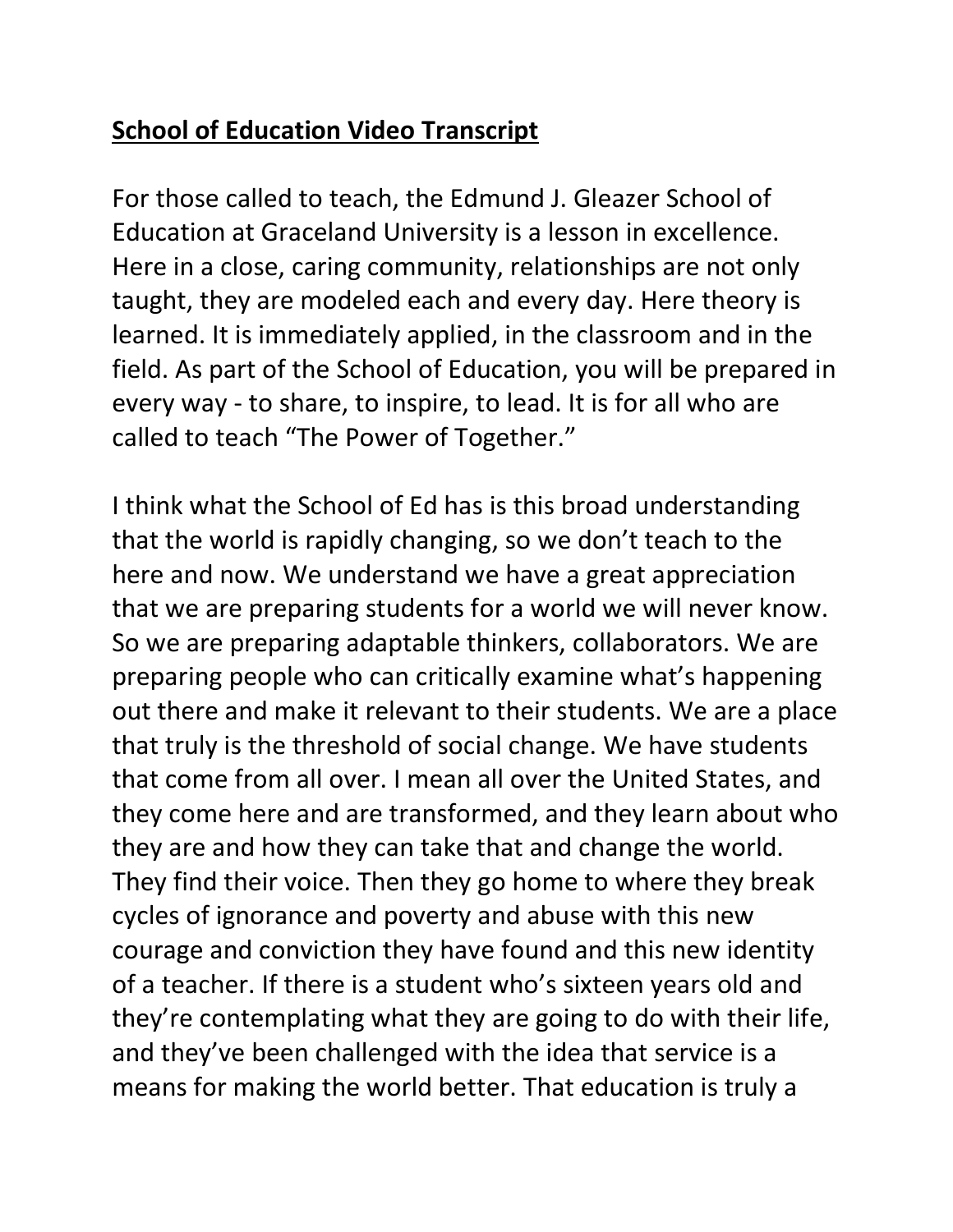## **School of Education Video Transcript**

For those called to teach, the Edmund J. Gleazer School of Education at Graceland University is a lesson in excellence. Here in a close, caring community, relationships are not only taught, they are modeled each and every day. Here theory is learned. It is immediately applied, in the classroom and in the field. As part of the School of Education, you will be prepared in every way - to share, to inspire, to lead. It is for all who are called to teach "The Power of Together."

I think what the School of Ed has is this broad understanding that the world is rapidly changing, so we don't teach to the here and now. We understand we have a great appreciation that we are preparing students for a world we will never know. So we are preparing adaptable thinkers, collaborators. We are preparing people who can critically examine what's happening out there and make it relevant to their students. We are a place that truly is the threshold of social change. We have students that come from all over. I mean all over the United States, and they come here and are transformed, and they learn about who they are and how they can take that and change the world. They find their voice. Then they go home to where they break cycles of ignorance and poverty and abuse with this new courage and conviction they have found and this new identity of a teacher. If there is a student who's sixteen years old and they're contemplating what they are going to do with their life, and they've been challenged with the idea that service is a means for making the world better. That education is truly a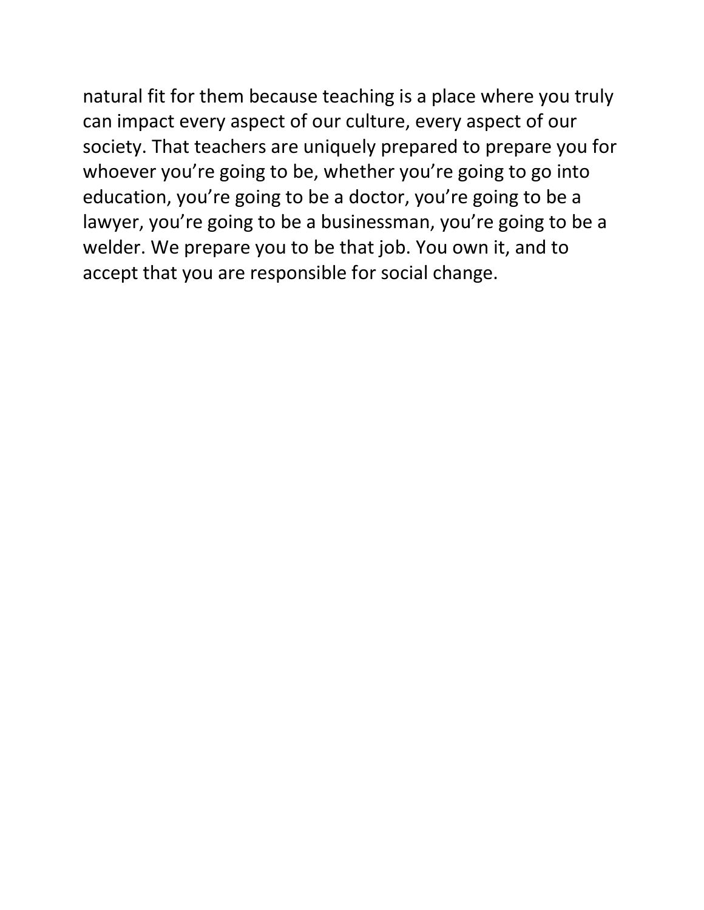natural fit for them because teaching is a place where you truly can impact every aspect of our culture, every aspect of our society. That teachers are uniquely prepared to prepare you for whoever you're going to be, whether you're going to go into education, you're going to be a doctor, you're going to be a lawyer, you're going to be a businessman, you're going to be a welder. We prepare you to be that job. You own it, and to accept that you are responsible for social change.